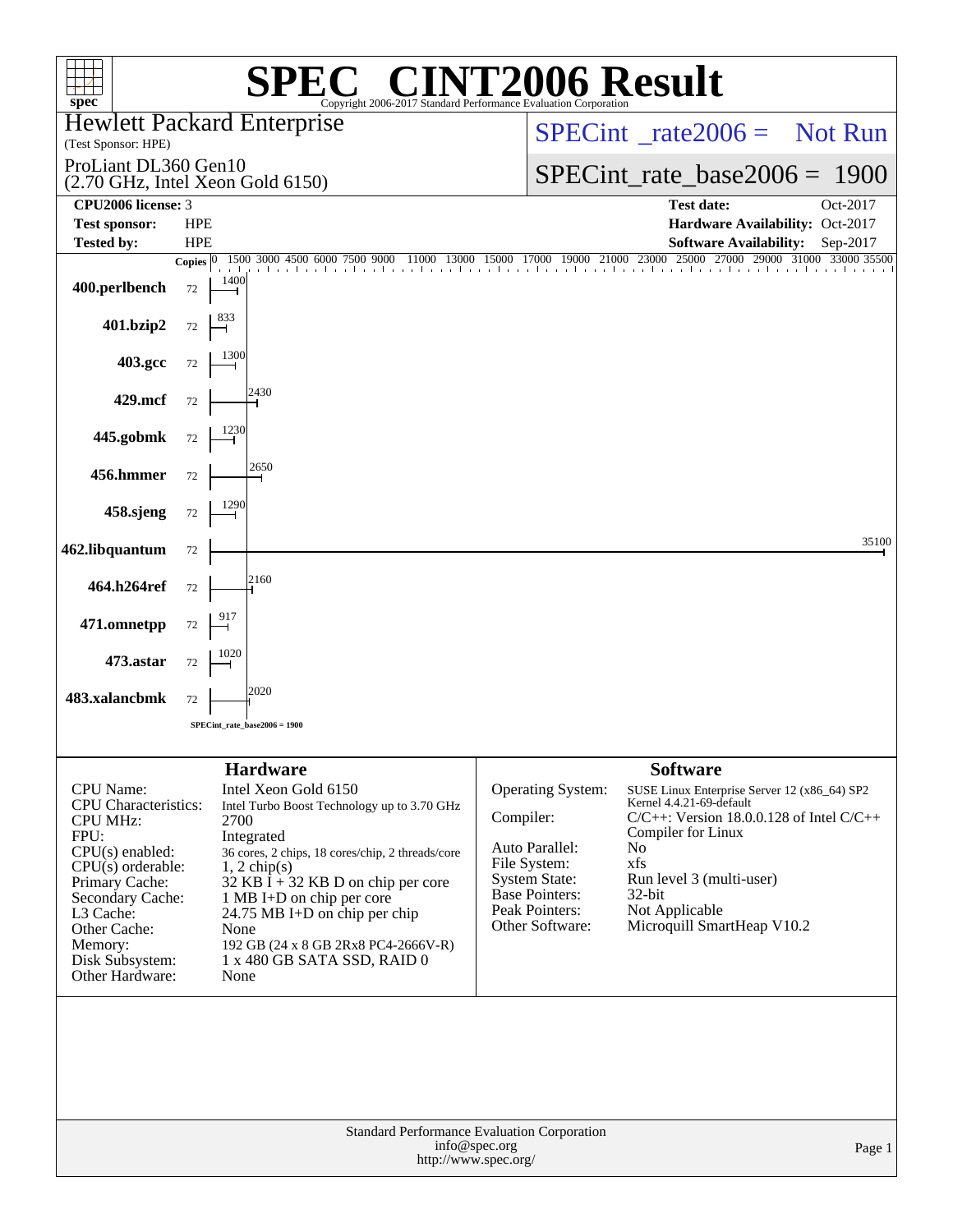# SPEC® CINT2006 Result

Copyright 2006-2017 Standard Performance Evaluation Corporation

**Hewlett Packard Enterprise**
(Test Sponsor: HPE)

ProLiant DL360 Gen10
(2.70 GHz, Intel Xeon Gold 6150)

SPECint_rate2006 = Not Run

SPECint_rate_base2006 = 1900

| | | | |
|---|---|---|---|
| **CPU2006 license:** | 3 | **Test date:** | Oct-2017 |
| **Test sponsor:** | HPE | **Hardware Availability:** | Oct-2017 |
| **Tested by:** | HPE | **Software Availability:** | Sep-2017 |

| Benchmark | Copies | Base Ratio |
|---|---|---|
| 400.perlbench | 72 | 1400 |
| 401.bzip2 | 72 | 833 |
| 403.gcc | 72 | 1300 |
| 429.mcf | 72 | 2430 |
| 445.gobmk | 72 | 1230 |
| 456.hmmer | 72 | 2650 |
| 458.sjeng | 72 | 1290 |
| 462.libquantum | 72 | 35100 |
| 464.h264ref | 72 | 2160 |
| 471.omnetpp | 72 | 917 |
| 473.astar | 72 | 1020 |
| 483.xalancbmk | 72 | 2020 |

SPECint_rate_base2006 = 1900

## Hardware

| | |
|---|---|
| CPU Name: | Intel Xeon Gold 6150 |
| CPU Characteristics: | Intel Turbo Boost Technology up to 3.70 GHz |
| CPU MHz: | 2700 |
| FPU: | Integrated |
| CPU(s) enabled: | 36 cores, 2 chips, 18 cores/chip, 2 threads/core |
| CPU(s) orderable: | 1, 2 chip(s) |
| Primary Cache: | 32 KB I + 32 KB D on chip per core |
| Secondary Cache: | 1 MB I+D on chip per core |
| L3 Cache: | 24.75 MB I+D on chip per chip |
| Other Cache: | None |
| Memory: | 192 GB (24 x 8 GB 2Rx8 PC4-2666V-R) |
| Disk Subsystem: | 1 x 480 GB SATA SSD, RAID 0 |
| Other Hardware: | None |

## Software

| | |
|---|---|
| Operating System: | SUSE Linux Enterprise Server 12 (x86_64) SP2 Kernel 4.4.21-69-default |
| Compiler: | C/C++: Version 18.0.0.128 of Intel C/C++ Compiler for Linux |
| Auto Parallel: | No |
| File System: | xfs |
| System State: | Run level 3 (multi-user) |
| Base Pointers: | 32-bit |
| Peak Pointers: | Not Applicable |
| Other Software: | Microquill SmartHeap V10.2 |

Standard Performance Evaluation Corporation
info@spec.org
http://www.spec.org/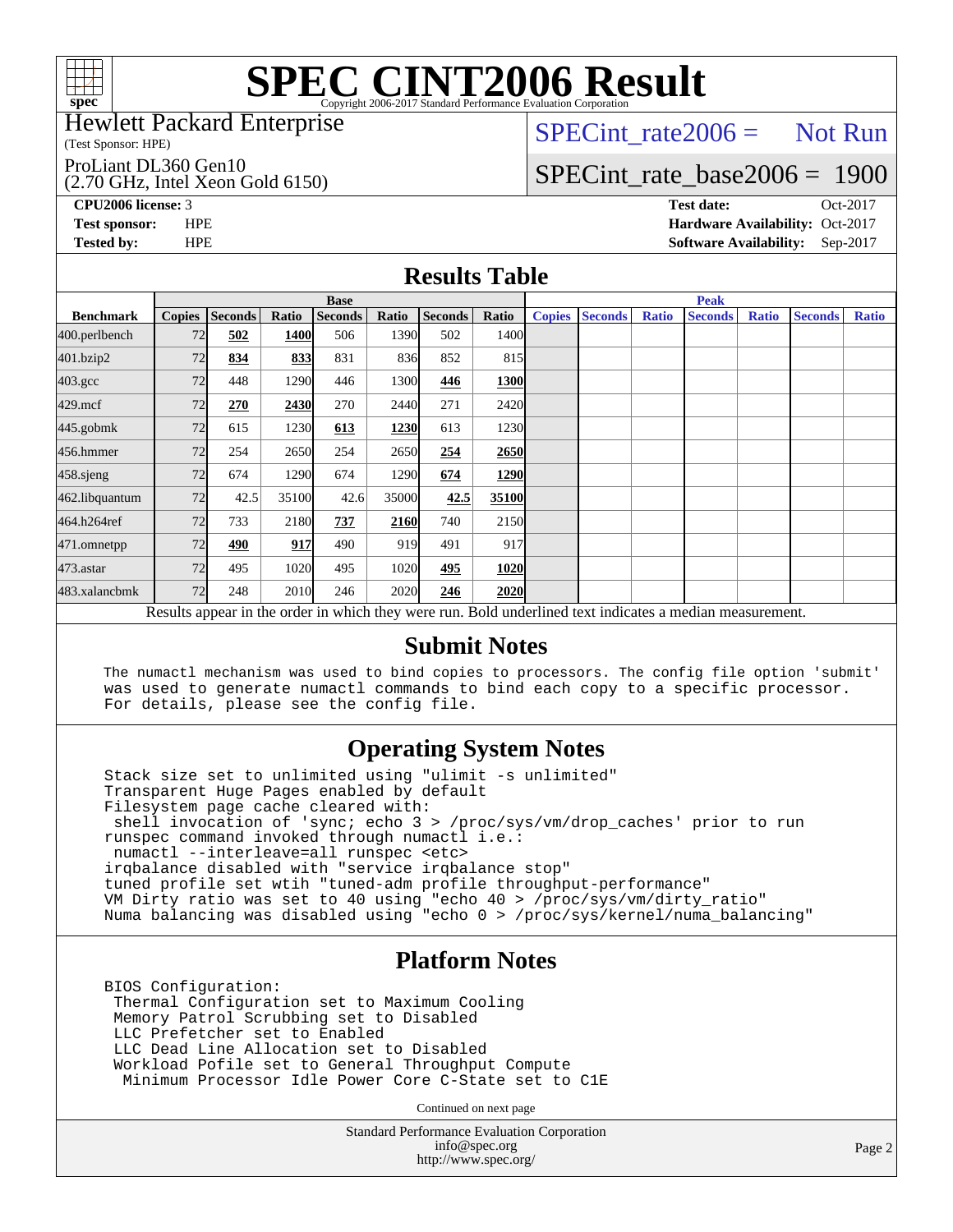# SPEC CINT2006 Result

Copyright 2006-2017 Standard Performance Evaluation Corporation

Hewlett Packard Enterprise

(Test Sponsor: HPE)

ProLiant DL360 Gen10

(2.70 GHz, Intel Xeon Gold 6150)

SPECint_rate2006 = Not Run

SPECint_rate_base2006 = 1900

**CPU2006 license:** 3

**Test sponsor:** HPE

**Tested by:** HPE

**Test date:** Oct-2017

**Hardware Availability:** Oct-2017

**Software Availability:** Sep-2017

## Results Table

| Benchmark | Base | | | | | | | Peak | | | | | | |
|---|---|---|---|---|---|---|---|---|---|---|---|---|---|---|
| | Copies | Seconds | Ratio | Seconds | Ratio | Seconds | Ratio | Copies | Seconds | Ratio | Seconds | Ratio | Seconds | Ratio |
| 400.perlbench | 72 | **502** | **1400** | 506 | 1390 | 502 | 1400 | | | | | | | |
| 401.bzip2 | 72 | **834** | **833** | 831 | 836 | 852 | 815 | | | | | | | |
| 403.gcc | 72 | 448 | 1290 | 446 | 1300 | **446** | **1300** | | | | | | | |
| 429.mcf | 72 | **270** | **2430** | 270 | 2440 | 271 | 2420 | | | | | | | |
| 445.gobmk | 72 | 615 | 1230 | **613** | **1230** | 613 | 1230 | | | | | | | |
| 456.hmmer | 72 | 254 | 2650 | 254 | 2650 | **254** | **2650** | | | | | | | |
| 458.sjeng | 72 | 674 | 1290 | 674 | 1290 | **674** | **1290** | | | | | | | |
| 462.libquantum | 72 | 42.5 | 35100 | 42.6 | 35000 | **42.5** | **35100** | | | | | | | |
| 464.h264ref | 72 | 733 | 2180 | **737** | **2160** | 740 | 2150 | | | | | | | |
| 471.omnetpp | 72 | **490** | **917** | 490 | 919 | 491 | 917 | | | | | | | |
| 473.astar | 72 | 495 | 1020 | 495 | 1020 | **495** | **1020** | | | | | | | |
| 483.xalancbmk | 72 | 248 | 2010 | 246 | 2020 | **246** | **2020** | | | | | | | |

Results appear in the order in which they were run. Bold underlined text indicates a median measurement.

## Submit Notes

```
The numactl mechanism was used to bind copies to processors. The config file option 'submit'
was used to generate numactl commands to bind each copy to a specific processor.
For details, please see the config file.
```

## Operating System Notes

```
Stack size set to unlimited using "ulimit -s unlimited"
Transparent Huge Pages enabled by default
Filesystem page cache cleared with:
 shell invocation of 'sync; echo 3 > /proc/sys/vm/drop_caches' prior to run
runspec command invoked through numactl i.e.:
 numactl --interleave=all runspec <etc>
irqbalance disabled with "service irqbalance stop"
tuned profile set wtih "tuned-adm profile throughput-performance"
VM Dirty ratio was set to 40 using "echo 40 > /proc/sys/vm/dirty_ratio"
Numa balancing was disabled using "echo 0 > /proc/sys/kernel/numa_balancing"
```

## Platform Notes

```
BIOS Configuration:
 Thermal Configuration set to Maximum Cooling
 Memory Patrol Scrubbing set to Disabled
 LLC Prefetcher set to Enabled
 LLC Dead Line Allocation set to Disabled
 Workload Pofile set to General Throughput Compute
  Minimum Processor Idle Power Core C-State set to C1E
```

Continued on next page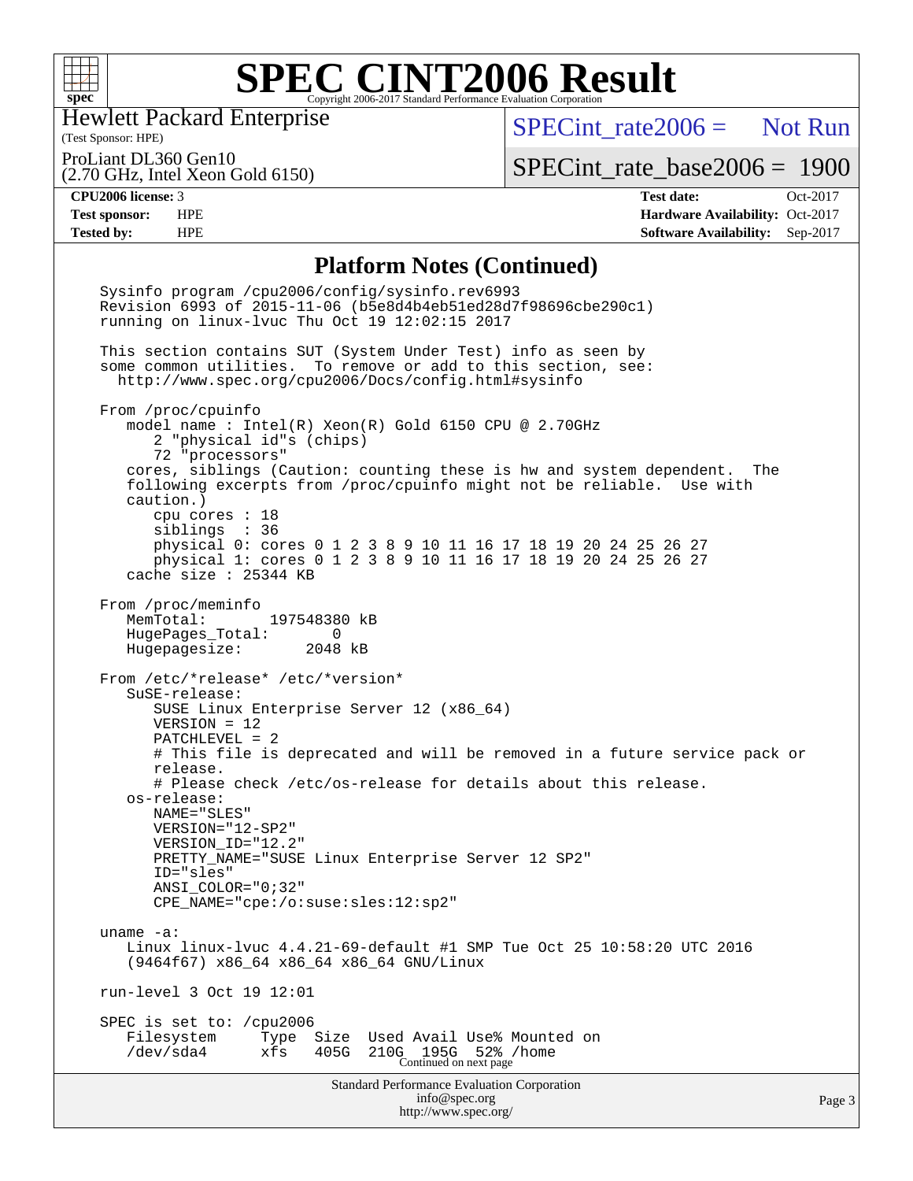# SPEC CINT2006 Result

Hewlett Packard Enterprise
(Test Sponsor: HPE)

ProLiant DL360 Gen10
(2.70 GHz, Intel Xeon Gold 6150)

SPECint_rate2006 = Not Run

SPECint_rate_base2006 = 1900

| | | | |
|---|---|---|---|
| **CPU2006 license:** 3 | | **Test date:** | Oct-2017 |
| **Test sponsor:** | HPE | **Hardware Availability:** | Oct-2017 |
| **Tested by:** | HPE | **Software Availability:** | Sep-2017 |

## Platform Notes (Continued)

```
Sysinfo program /cpu2006/config/sysinfo.rev6993
Revision 6993 of 2015-11-06 (b5e8d4b4eb51ed28d7f98696cbe290c1)
running on linux-lvuc Thu Oct 19 12:02:15 2017

This section contains SUT (System Under Test) info as seen by
some common utilities.  To remove or add to this section, see:
  http://www.spec.org/cpu2006/Docs/config.html#sysinfo

From /proc/cpuinfo
   model name : Intel(R) Xeon(R) Gold 6150 CPU @ 2.70GHz
      2 "physical id"s (chips)
      72 "processors"
   cores, siblings (Caution: counting these is hw and system dependent.  The
   following excerpts from /proc/cpuinfo might not be reliable.  Use with
   caution.)
      cpu cores : 18
      siblings  : 36
      physical 0: cores 0 1 2 3 8 9 10 11 16 17 18 19 20 24 25 26 27
      physical 1: cores 0 1 2 3 8 9 10 11 16 17 18 19 20 24 25 26 27
   cache size : 25344 KB

From /proc/meminfo
   MemTotal:       197548380 kB
   HugePages_Total:       0
   Hugepagesize:       2048 kB

From /etc/*release* /etc/*version*
   SuSE-release:
      SUSE Linux Enterprise Server 12 (x86_64)
      VERSION = 12
      PATCHLEVEL = 2
      # This file is deprecated and will be removed in a future service pack or
      release.
      # Please check /etc/os-release for details about this release.
   os-release:
      NAME="SLES"
      VERSION="12-SP2"
      VERSION_ID="12.2"
      PRETTY_NAME="SUSE Linux Enterprise Server 12 SP2"
      ID="sles"
      ANSI_COLOR="0;32"
      CPE_NAME="cpe:/o:suse:sles:12:sp2"

uname -a:
   Linux linux-lvuc 4.4.21-69-default #1 SMP Tue Oct 25 10:58:20 UTC 2016
   (9464f67) x86_64 x86_64 x86_64 GNU/Linux

run-level 3 Oct 19 12:01

SPEC is set to: /cpu2006
   Filesystem     Type  Size  Used Avail Use% Mounted on
   /dev/sda4      xfs   405G  210G  195G  52% /home
```

Continued on next page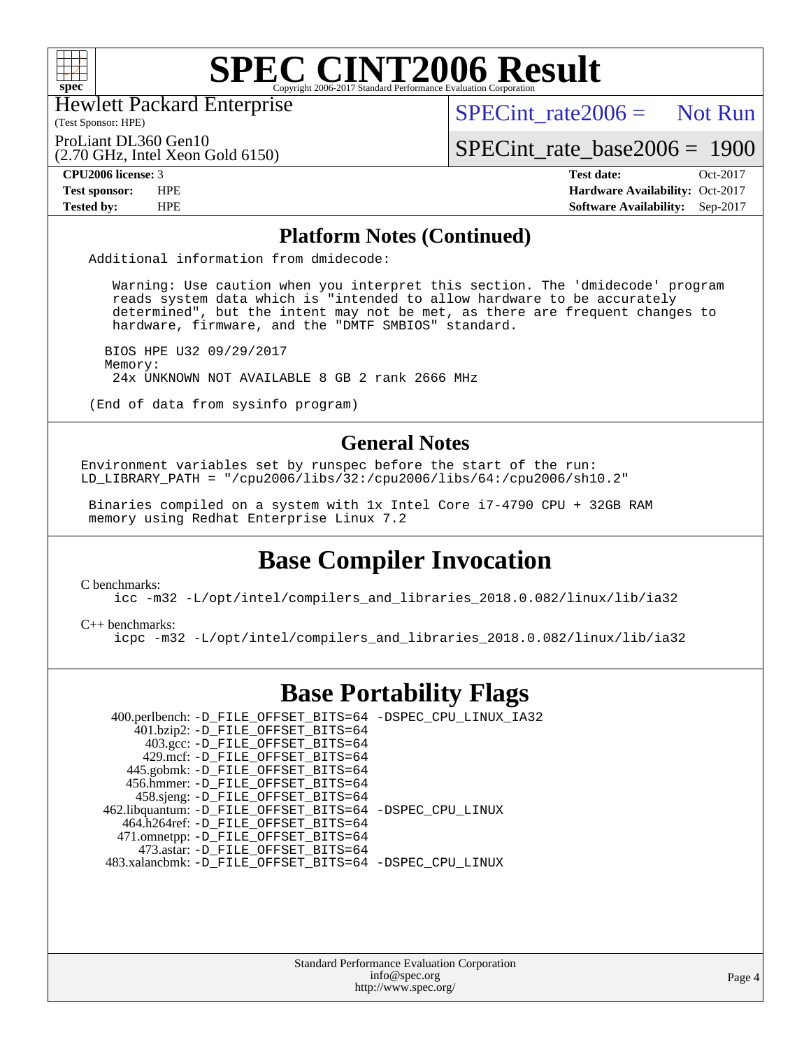# SPEC CINT2006 Result

Copyright 2006-2017 Standard Performance Evaluation Corporation

Hewlett Packard Enterprise
(Test Sponsor: HPE)

ProLiant DL360 Gen10
(2.70 GHz, Intel Xeon Gold 6150)

SPECint_rate2006 = Not Run

SPECint_rate_base2006 = 1900

| | | | |
|---|---|---|---|
| **CPU2006 license:** 3 | | **Test date:** | Oct-2017 |
| **Test sponsor:** | HPE | **Hardware Availability:** | Oct-2017 |
| **Tested by:** | HPE | **Software Availability:** | Sep-2017 |

## Platform Notes (Continued)

```
Additional information from dmidecode:

   Warning: Use caution when you interpret this section. The 'dmidecode' program
   reads system data which is "intended to allow hardware to be accurately
   determined", but the intent may not be met, as there are frequent changes to
   hardware, firmware, and the "DMTF SMBIOS" standard.

  BIOS HPE U32 09/29/2017
  Memory:
   24x UNKNOWN NOT AVAILABLE 8 GB 2 rank 2666 MHz

(End of data from sysinfo program)
```

## General Notes

```
Environment variables set by runspec before the start of the run:
LD_LIBRARY_PATH = "/cpu2006/libs/32:/cpu2006/libs/64:/cpu2006/sh10.2"

 Binaries compiled on a system with 1x Intel Core i7-4790 CPU + 32GB RAM
 memory using Redhat Enterprise Linux 7.2
```

## Base Compiler Invocation

C benchmarks:
```
icc -m32 -L/opt/intel/compilers_and_libraries_2018.0.082/linux/lib/ia32
```

C++ benchmarks:
```
icpc -m32 -L/opt/intel/compilers_and_libraries_2018.0.082/linux/lib/ia32
```

## Base Portability Flags

```
  400.perlbench: -D_FILE_OFFSET_BITS=64 -DSPEC_CPU_LINUX_IA32
      401.bzip2: -D_FILE_OFFSET_BITS=64
        403.gcc: -D_FILE_OFFSET_BITS=64
        429.mcf: -D_FILE_OFFSET_BITS=64
      445.gobmk: -D_FILE_OFFSET_BITS=64
      456.hmmer: -D_FILE_OFFSET_BITS=64
      458.sjeng: -D_FILE_OFFSET_BITS=64
 462.libquantum: -D_FILE_OFFSET_BITS=64 -DSPEC_CPU_LINUX
    464.h264ref: -D_FILE_OFFSET_BITS=64
    471.omnetpp: -D_FILE_OFFSET_BITS=64
      473.astar: -D_FILE_OFFSET_BITS=64
 483.xalancbmk: -D_FILE_OFFSET_BITS=64 -DSPEC_CPU_LINUX
```

Standard Performance Evaluation Corporation
info@spec.org
http://www.spec.org/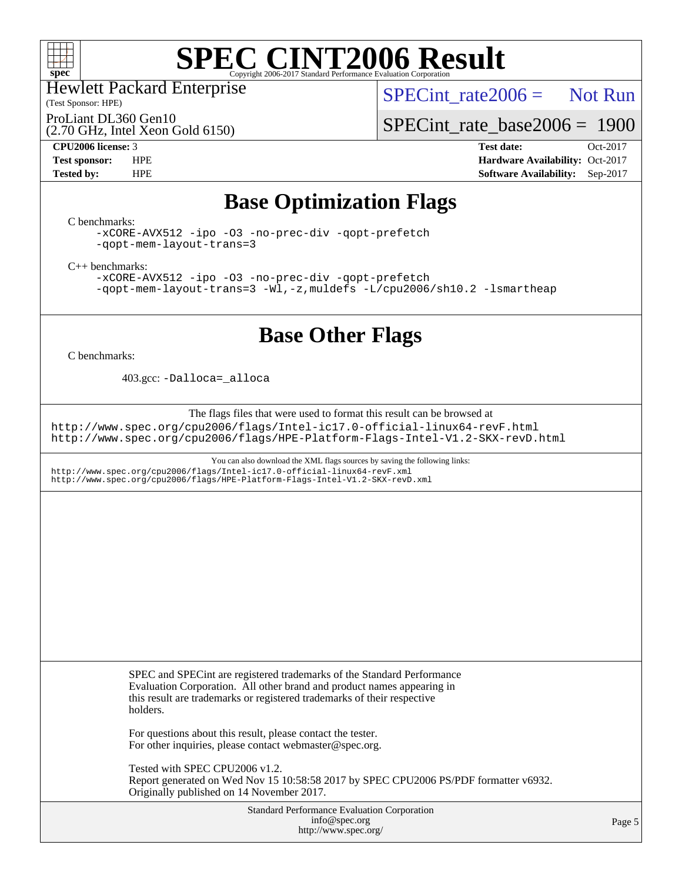# SPEC CINT2006 Result

Copyright 2006-2017 Standard Performance Evaluation Corporation

Hewlett Packard Enterprise
(Test Sponsor: HPE)

ProLiant DL360 Gen10
(2.70 GHz, Intel Xeon Gold 6150)

SPECint_rate2006 = Not Run

SPECint_rate_base2006 = 1900

| | | | |
|---|---|---|---|
| **CPU2006 license:** | 3 | **Test date:** | Oct-2017 |
| **Test sponsor:** | HPE | **Hardware Availability:** | Oct-2017 |
| **Tested by:** | HPE | **Software Availability:** | Sep-2017 |

## Base Optimization Flags

C benchmarks:

```
-xCORE-AVX512 -ipo -O3 -no-prec-div -qopt-prefetch
-qopt-mem-layout-trans=3
```

C++ benchmarks:

```
-xCORE-AVX512 -ipo -O3 -no-prec-div -qopt-prefetch
-qopt-mem-layout-trans=3 -Wl,-z,muldefs -L/cpu2006/sh10.2 -lsmartheap
```

## Base Other Flags

C benchmarks:

403.gcc: `-Dalloca=_alloca`

The flags files that were used to format this result can be browsed at
http://www.spec.org/cpu2006/flags/Intel-ic17.0-official-linux64-revF.html
http://www.spec.org/cpu2006/flags/HPE-Platform-Flags-Intel-V1.2-SKX-revD.html

You can also download the XML flags sources by saving the following links:
http://www.spec.org/cpu2006/flags/Intel-ic17.0-official-linux64-revF.xml
http://www.spec.org/cpu2006/flags/HPE-Platform-Flags-Intel-V1.2-SKX-revD.xml

SPEC and SPECint are registered trademarks of the Standard Performance Evaluation Corporation. All other brand and product names appearing in this result are trademarks or registered trademarks of their respective holders.

For questions about this result, please contact the tester.
For other inquiries, please contact webmaster@spec.org.

Tested with SPEC CPU2006 v1.2.
Report generated on Wed Nov 15 10:58:58 2017 by SPEC CPU2006 PS/PDF formatter v6932.
Originally published on 14 November 2017.

Standard Performance Evaluation Corporation
info@spec.org
http://www.spec.org/